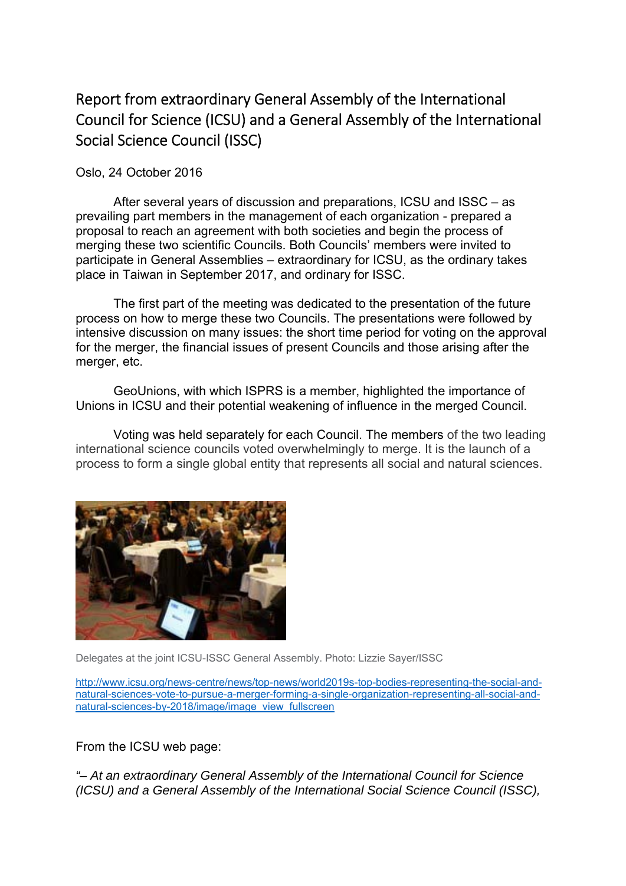# Report from extraordinary General Assembly of the International Council for Science (ICSU) and a General Assembly of the International Social Science Council (ISSC)

Oslo, 24 October 2016

After several years of discussion and preparations, ICSU and ISSC – as prevailing part members in the management of each organization - prepared a proposal to reach an agreement with both societies and begin the process of merging these two scientific Councils. Both Councils' members were invited to participate in General Assemblies – extraordinary for ICSU, as the ordinary takes place in Taiwan in September 2017, and ordinary for ISSC.

The first part of the meeting was dedicated to the presentation of the future process on how to merge these two Councils. The presentations were followed by intensive discussion on many issues: the short time period for voting on the approval for the merger, the financial issues of present Councils and those arising after the merger, etc.

GeoUnions, with which ISPRS is a member, highlighted the importance of Unions in ICSU and their potential weakening of influence in the merged Council.

Voting was held separately for each Council. The members of the two leading international science councils voted overwhelmingly to merge. It is the launch of a process to form a single global entity that represents all social and natural sciences.

Delegates at the joint ICSU-ISSC General Assembly. Photo: Lizzie Sayer/ISSC

http://www.icsu.org/news-centre/news/top-news/world2019s-top-bodies-representing-the-social-and-natural-sciences-vote-to-pursue-a-merger-forming-a-single-organization-representing-all-social-and-natural-sciences-by-2018/image/image_view_fullscreen

From the ICSU web page:

*"– At an extraordinary General Assembly of the International Council for Science (ICSU) and a General Assembly of the International Social Science Council (ISSC),*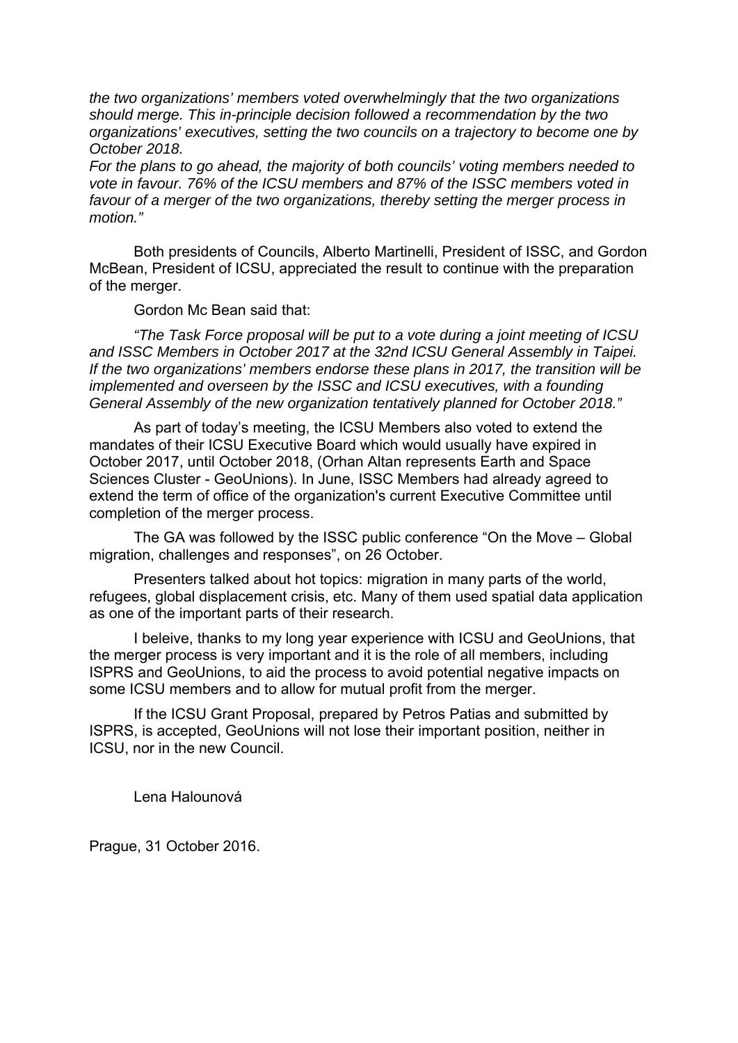*the two organizations' members voted overwhelmingly that the two organizations should merge. This in-principle decision followed a recommendation by the two organizations' executives, setting the two councils on a trajectory to become one by October 2018.*
*For the plans to go ahead, the majority of both councils' voting members needed to vote in favour. 76% of the ICSU members and 87% of the ISSC members voted in favour of a merger of the two organizations, thereby setting the merger process in motion."*

Both presidents of Councils, Alberto Martinelli, President of ISSC, and Gordon McBean, President of ICSU, appreciated the result to continue with the preparation of the merger.

Gordon Mc Bean said that:

*"The Task Force proposal will be put to a vote during a joint meeting of ICSU and ISSC Members in October 2017 at the 32nd ICSU General Assembly in Taipei. If the two organizations' members endorse these plans in 2017, the transition will be implemented and overseen by the ISSC and ICSU executives, with a founding General Assembly of the new organization tentatively planned for October 2018."*

As part of today's meeting, the ICSU Members also voted to extend the mandates of their ICSU Executive Board which would usually have expired in October 2017, until October 2018, (Orhan Altan represents Earth and Space Sciences Cluster - GeoUnions). In June, ISSC Members had already agreed to extend the term of office of the organization's current Executive Committee until completion of the merger process.

The GA was followed by the ISSC public conference "On the Move – Global migration, challenges and responses", on 26 October.

Presenters talked about hot topics: migration in many parts of the world, refugees, global displacement crisis, etc. Many of them used spatial data application as one of the important parts of their research.

I beleive, thanks to my long year experience with ICSU and GeoUnions, that the merger process is very important and it is the role of all members, including ISPRS and GeoUnions, to aid the process to avoid potential negative impacts on some ICSU members and to allow for mutual profit from the merger.

If the ICSU Grant Proposal, prepared by Petros Patias and submitted by ISPRS, is accepted, GeoUnions will not lose their important position, neither in ICSU, nor in the new Council.

Lena Halounová

Prague, 31 October 2016.